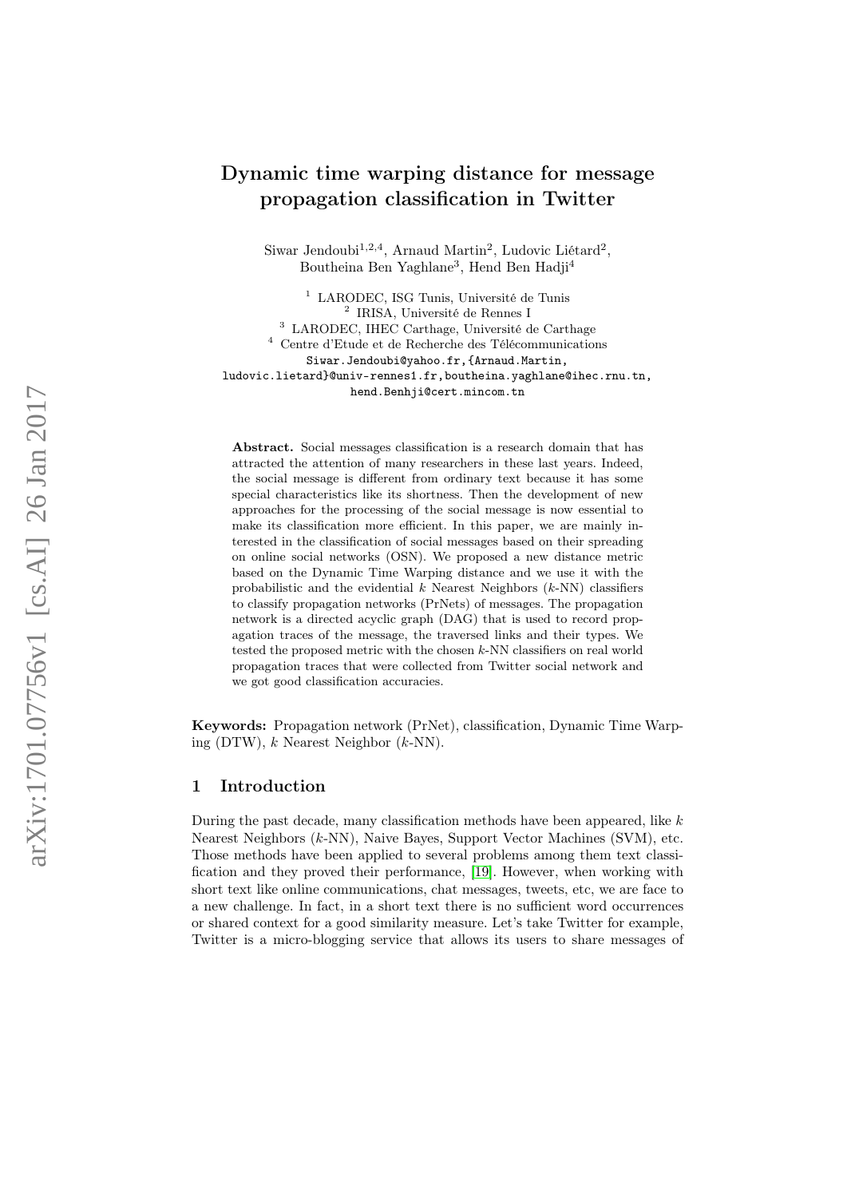# Dynamic time warping distance for message propagation classification in Twitter

Siwar Jendoubi[1,2,4], Arnaud Martin[2], Ludovic Liétard[2], Boutheina Ben Yaghlane[3], Hend Ben Hadji[4]

[1] LARODEC, ISG Tunis, Université de Tunis
[2] IRISA, Université de Rennes I
[3] LARODEC, IHEC Carthage, Université de Carthage
[4] Centre d'Etude et de Recherche des Télécommunications

Siwar.Jendoubi@yahoo.fr, {Arnaud.Martin, ludovic.lietard}@univ-rennes1.fr, boutheina.yaghlane@ihec.rnu.tn, hend.Benhji@cert.mincom.tn

**Abstract.** Social messages classification is a research domain that has attracted the attention of many researchers in these last years. Indeed, the social message is different from ordinary text because it has some special characteristics like its shortness. Then the development of new approaches for the processing of the social message is now essential to make its classification more efficient. In this paper, we are mainly interested in the classification of social messages based on their spreading on online social networks (OSN). We proposed a new distance metric based on the Dynamic Time Warping distance and we use it with the probabilistic and the evidential $k$ Nearest Neighbors ($k$-NN) classifiers to classify propagation networks (PrNets) of messages. The propagation network is a directed acyclic graph (DAG) that is used to record propagation traces of the message, the traversed links and their types. We tested the proposed metric with the chosen $k$-NN classifiers on real world propagation traces that were collected from Twitter social network and we got good classification accuracies.

**Keywords:** Propagation network (PrNet), classification, Dynamic Time Warping (DTW), $k$ Nearest Neighbor ($k$-NN).

## 1 Introduction

During the past decade, many classification methods have been appeared, like $k$ Nearest Neighbors ($k$-NN), Naive Bayes, Support Vector Machines (SVM), etc. Those methods have been applied to several problems among them text classification and they proved their performance, [19]. However, when working with short text like online communications, chat messages, tweets, etc, we are face to a new challenge. In fact, in a short text there is no sufficient word occurrences or shared context for a good similarity measure. Let's take Twitter for example, Twitter is a micro-blogging service that allows its users to share messages of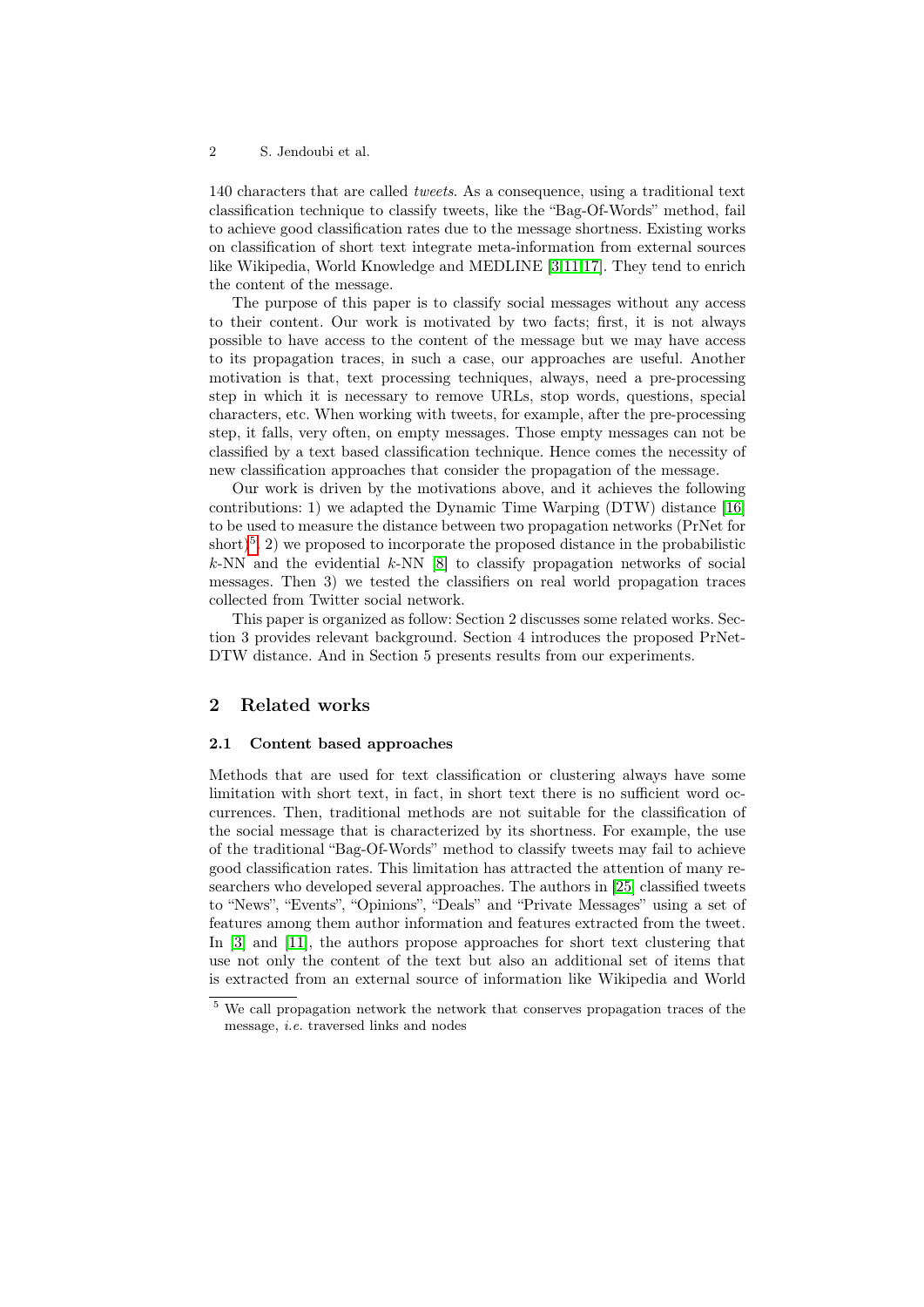140 characters that are called *tweets*. As a consequence, using a traditional text classification technique to classify tweets, like the "Bag-Of-Words" method, fail to achieve good classification rates due to the message shortness. Existing works on classification of short text integrate meta-information from external sources like Wikipedia, World Knowledge and MEDLINE [3,11,17]. They tend to enrich the content of the message.

The purpose of this paper is to classify social messages without any access to their content. Our work is motivated by two facts; first, it is not always possible to have access to the content of the message but we may have access to its propagation traces, in such a case, our approaches are useful. Another motivation is that, text processing techniques, always, need a pre-processing step in which it is necessary to remove URLs, stop words, questions, special characters, etc. When working with tweets, for example, after the pre-processing step, it falls, very often, on empty messages. Those empty messages can not be classified by a text based classification technique. Hence comes the necessity of new classification approaches that consider the propagation of the message.

Our work is driven by the motivations above, and it achieves the following contributions: 1) we adapted the Dynamic Time Warping (DTW) distance [16] to be used to measure the distance between two propagation networks (PrNet for short)[5], 2) we proposed to incorporate the proposed distance in the probabilistic $k$-NN and the evidential $k$-NN [8] to classify propagation networks of social messages. Then 3) we tested the classifiers on real world propagation traces collected from Twitter social network.

This paper is organized as follow: Section 2 discusses some related works. Section 3 provides relevant background. Section 4 introduces the proposed PrNet-DTW distance. And in Section 5 presents results from our experiments.

## 2 Related works

### 2.1 Content based approaches

Methods that are used for text classification or clustering always have some limitation with short text, in fact, in short text there is no sufficient word occurrences. Then, traditional methods are not suitable for the classification of the social message that is characterized by its shortness. For example, the use of the traditional "Bag-Of-Words" method to classify tweets may fail to achieve good classification rates. This limitation has attracted the attention of many researchers who developed several approaches. The authors in [25] classified tweets to "News", "Events", "Opinions", "Deals" and "Private Messages" using a set of features among them author information and features extracted from the tweet. In [3] and [11], the authors propose approaches for short text clustering that use not only the content of the text but also an additional set of items that is extracted from an external source of information like Wikipedia and World

[5] We call propagation network the network that conserves propagation traces of the message, *i.e.* traversed links and nodes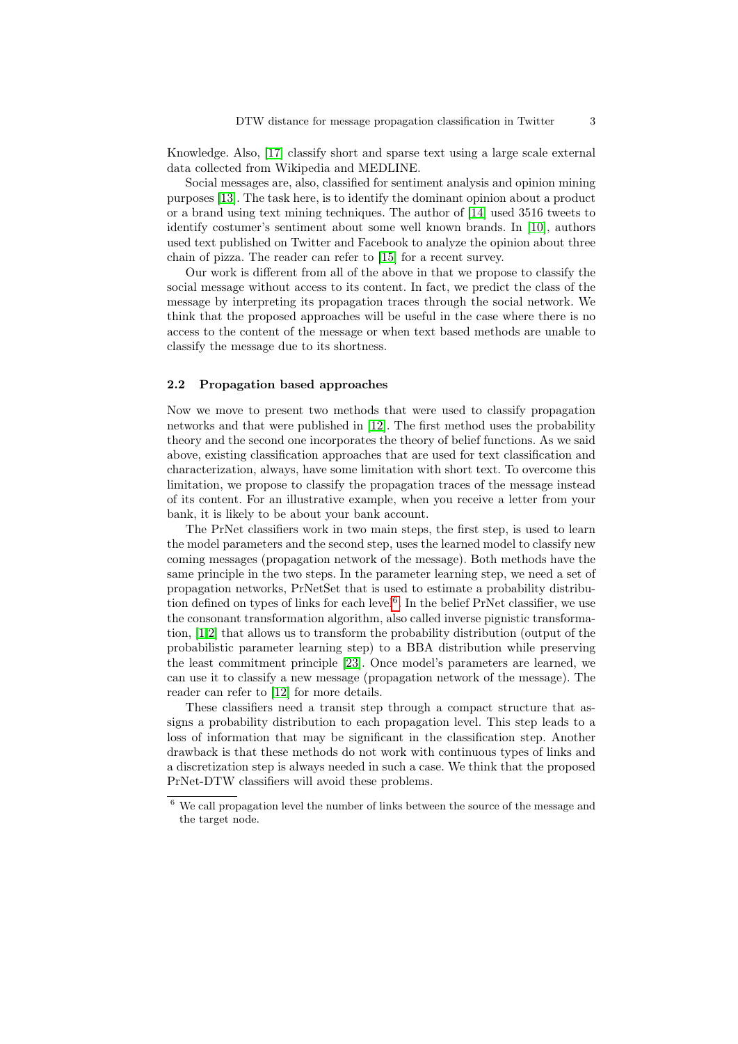Knowledge. Also, [17] classify short and sparse text using a large scale external data collected from Wikipedia and MEDLINE.

Social messages are, also, classified for sentiment analysis and opinion mining purposes [13]. The task here, is to identify the dominant opinion about a product or a brand using text mining techniques. The author of [14] used 3516 tweets to identify costumer's sentiment about some well known brands. In [10], authors used text published on Twitter and Facebook to analyze the opinion about three chain of pizza. The reader can refer to [15] for a recent survey.

Our work is different from all of the above in that we propose to classify the social message without access to its content. In fact, we predict the class of the message by interpreting its propagation traces through the social network. We think that the proposed approaches will be useful in the case where there is no access to the content of the message or when text based methods are unable to classify the message due to its shortness.

### 2.2 Propagation based approaches

Now we move to present two methods that were used to classify propagation networks and that were published in [12]. The first method uses the probability theory and the second one incorporates the theory of belief functions. As we said above, existing classification approaches that are used for text classification and characterization, always, have some limitation with short text. To overcome this limitation, we propose to classify the propagation traces of the message instead of its content. For an illustrative example, when you receive a letter from your bank, it is likely to be about your bank account.

The PrNet classifiers work in two main steps, the first step, is used to learn the model parameters and the second step, uses the learned model to classify new coming messages (propagation network of the message). Both methods have the same principle in the two steps. In the parameter learning step, we need a set of propagation networks, PrNetSet that is used to estimate a probability distribution defined on types of links for each level[6]. In the belief PrNet classifier, we use the consonant transformation algorithm, also called inverse pignistic transformation, [1,2] that allows us to transform the probability distribution (output of the probabilistic parameter learning step) to a BBA distribution while preserving the least commitment principle [23]. Once model's parameters are learned, we can use it to classify a new message (propagation network of the message). The reader can refer to [12] for more details.

These classifiers need a transit step through a compact structure that assigns a probability distribution to each propagation level. This step leads to a loss of information that may be significant in the classification step. Another drawback is that these methods do not work with continuous types of links and a discretization step is always needed in such a case. We think that the proposed PrNet-DTW classifiers will avoid these problems.

[6] We call propagation level the number of links between the source of the message and the target node.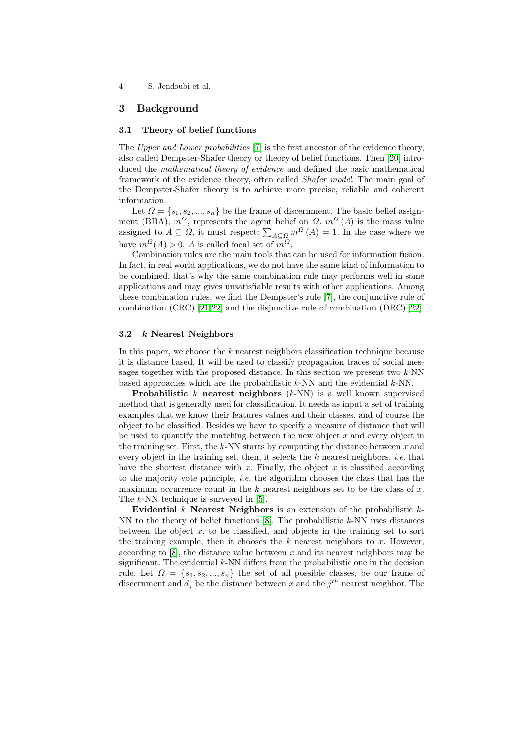## 3 Background

### 3.1 Theory of belief functions

The *Upper and Lower probabilities* [7] is the first ancestor of the evidence theory, also called Dempster-Shafer theory or theory of belief functions. Then [20] introduced the *mathematical theory of evidence* and defined the basic mathematical framework of the evidence theory, often called *Shafer model*. The main goal of the Dempster-Shafer theory is to achieve more precise, reliable and coherent information.

Let $\Omega = \{s_1, s_2, ..., s_n\}$ be the frame of discernment. The basic belief assignment (BBA), $m^{\Omega}$, represents the agent belief on $\Omega$. $m^{\Omega}(A)$ is the mass value assigned to $A \subseteq \Omega$, it must respect: $\sum_{A \subseteq \Omega} m^{\Omega}(A) = 1$. In the case where we have $m^{\Omega}(A) > 0$, $A$ is called focal set of $m^{\Omega}$.

Combination rules are the main tools that can be used for information fusion. In fact, in real world applications, we do not have the same kind of information to be combined, that's why the same combination rule may performs well in some applications and may gives unsatisfiable results with other applications. Among these combination rules, we find the Dempster's rule [7], the conjunctive rule of combination (CRC) [21,22] and the disjunctive rule of combination (DRC) [22].

### 3.2 *k* Nearest Neighbors

In this paper, we choose the $k$ nearest neighbors classification technique because it is distance based. It will be used to classify propagation traces of social messages together with the proposed distance. In this section we present two $k$-NN based approaches which are the probabilistic $k$-NN and the evidential $k$-NN.

**Probabilistic $k$ nearest neighbors** ($k$-NN) is a well known supervised method that is generally used for classification. It needs as input a set of training examples that we know their features values and their classes, and of course the object to be classified. Besides we have to specify a measure of distance that will be used to quantify the matching between the new object $x$ and every object in the training set. First, the $k$-NN starts by computing the distance between $x$ and every object in the training set, then, it selects the $k$ nearest neighbors, *i.e.* that have the shortest distance with $x$. Finally, the object $x$ is classified according to the majority vote principle, *i.e.* the algorithm chooses the class that has the maximum occurrence count in the $k$ nearest neighbors set to be the class of $x$. The $k$-NN technique is surveyed in [5].

**Evidential $k$ Nearest Neighbors** is an extension of the probabilistic $k$-NN to the theory of belief functions [8]. The probabilistic $k$-NN uses distances between the object $x$, to be classified, and objects in the training set to sort the training example, then it chooses the $k$ nearest neighbors to $x$. However, according to [8], the distance value between $x$ and its nearest neighbors may be significant. The evidential $k$-NN differs from the probabilistic one in the decision rule. Let $\Omega = \{s_1, s_2, ..., s_n\}$ the set of all possible classes, be our frame of discernment and $d_j$ be the distance between $x$ and the $j^{th}$ nearest neighbor. The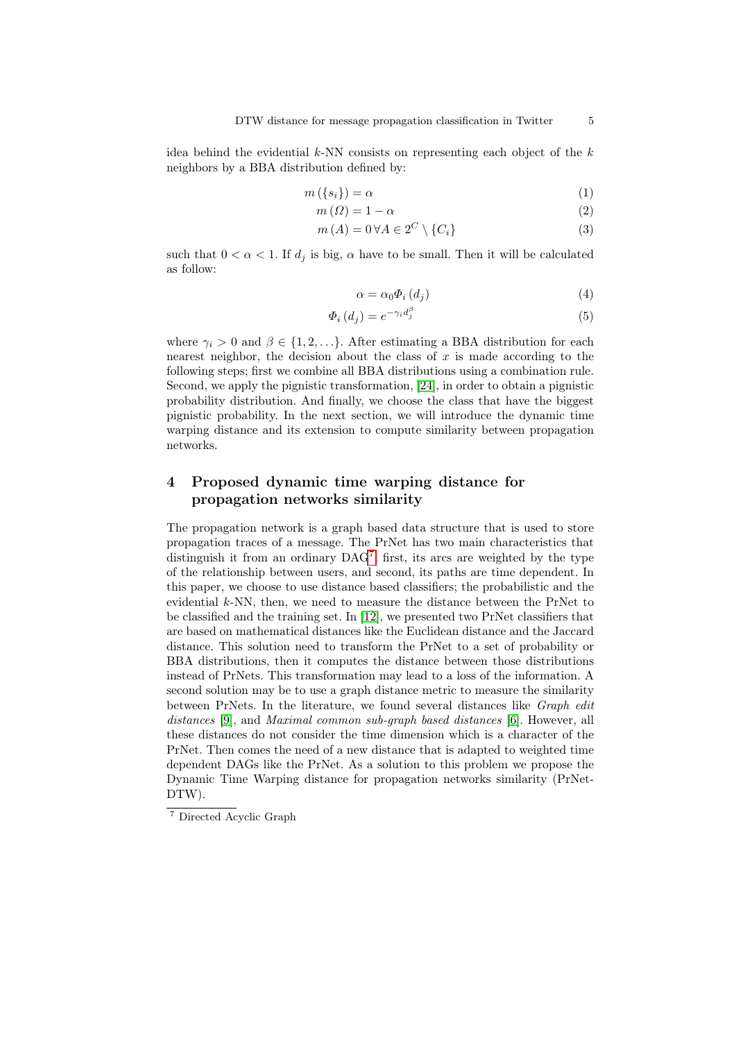idea behind the evidential $k$-NN consists on representing each object of the $k$ neighbors by a BBA distribution defined by:

$$m(\{s_i\}) = \alpha \tag{1}$$

$$m(\Omega) = 1 - \alpha \tag{2}$$

$$m(A) = 0 \, \forall A \in 2^C \setminus \{C_i\} \tag{3}$$

such that $0 < \alpha < 1$. If $d_j$ is big, $\alpha$ have to be small. Then it will be calculated as follow:

$$\alpha = \alpha_0 \Phi_i(d_j) \tag{4}$$

$$\Phi_i(d_j) = e^{-\gamma_i d_j^{\beta}} \tag{5}$$

where $\gamma_i > 0$ and $\beta \in \{1, 2, \ldots\}$. After estimating a BBA distribution for each nearest neighbor, the decision about the class of $x$ is made according to the following steps; first we combine all BBA distributions using a combination rule. Second, we apply the pignistic transformation, [24], in order to obtain a pignistic probability distribution. And finally, we choose the class that have the biggest pignistic probability. In the next section, we will introduce the dynamic time warping distance and its extension to compute similarity between propagation networks.

## 4 Proposed dynamic time warping distance for propagation networks similarity

The propagation network is a graph based data structure that is used to store propagation traces of a message. The PrNet has two main characteristics that distinguish it from an ordinary DAG[7] first, its arcs are weighted by the type of the relationship between users, and second, its paths are time dependent. In this paper, we choose to use distance based classifiers; the probabilistic and the evidential $k$-NN, then, we need to measure the distance between the PrNet to be classified and the training set. In [12], we presented two PrNet classifiers that are based on mathematical distances like the Euclidean distance and the Jaccard distance. This solution need to transform the PrNet to a set of probability or BBA distributions, then it computes the distance between those distributions instead of PrNets. This transformation may lead to a loss of the information. A second solution may be to use a graph distance metric to measure the similarity between PrNets. In the literature, we found several distances like *Graph edit distances* [9], and *Maximal common sub-graph based distances* [6]. However, all these distances do not consider the time dimension which is a character of the PrNet. Then comes the need of a new distance that is adapted to weighted time dependent DAGs like the PrNet. As a solution to this problem we propose the Dynamic Time Warping distance for propagation networks similarity (PrNet-DTW).

[7] Directed Acyclic Graph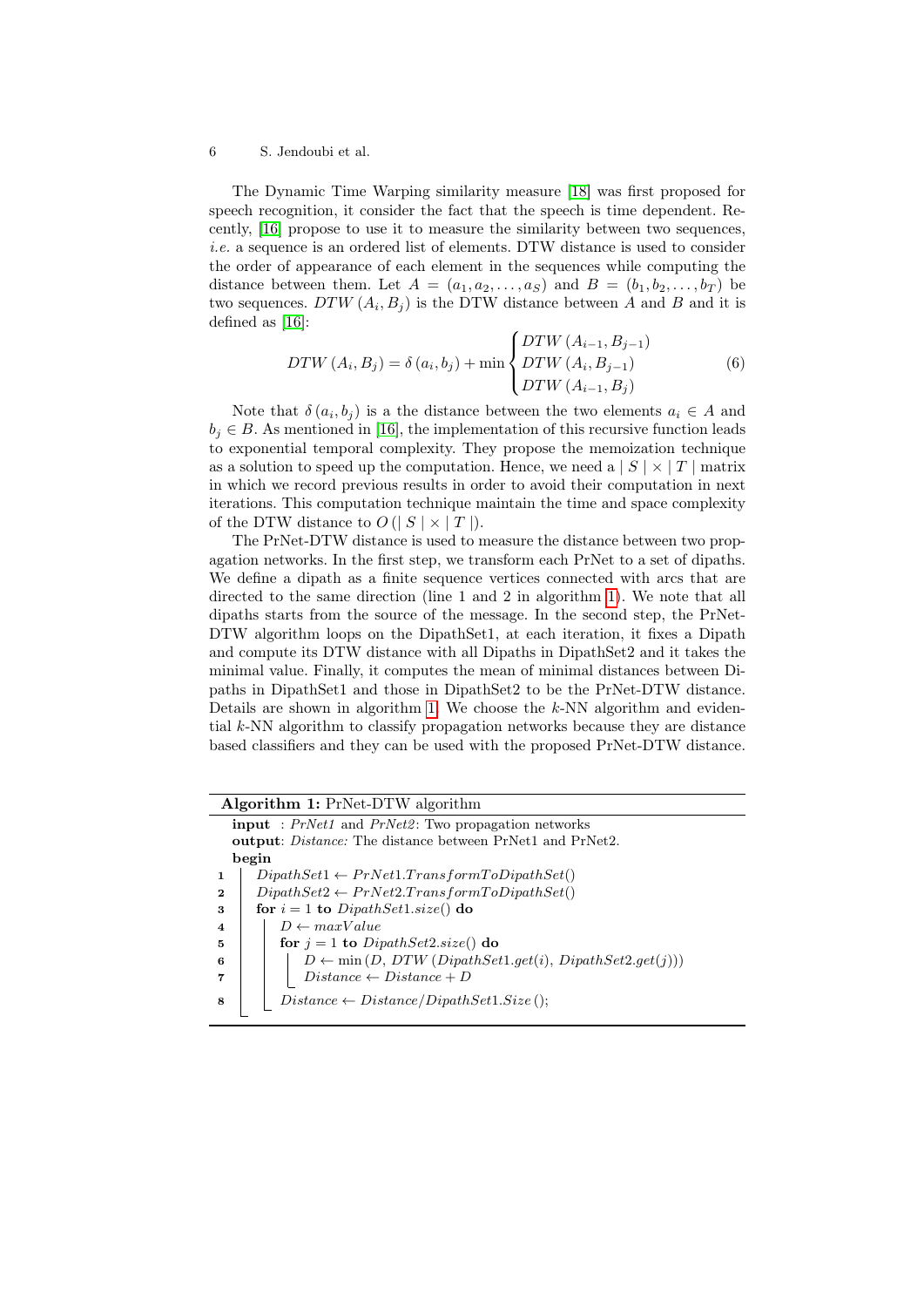The Dynamic Time Warping similarity measure [18] was first proposed for speech recognition, it consider the fact that the speech is time dependent. Recently, [16] propose to use it to measure the similarity between two sequences, *i.e.* a sequence is an ordered list of elements. DTW distance is used to consider the order of appearance of each element in the sequences while computing the distance between them. Let $A = (a_1, a_2, \ldots, a_S)$ and $B = (b_1, b_2, \ldots, b_T)$ be two sequences. $DTW(A_i, B_j)$ is the DTW distance between $A$ and $B$ and it is defined as [16]:

$$DTW(A_i, B_j) = \delta(a_i, b_j) + \min \begin{cases} DTW(A_{i-1}, B_{j-1}) \\ DTW(A_i, B_{j-1}) \\ DTW(A_{i-1}, B_j) \end{cases} \tag{6}$$

Note that $\delta(a_i, b_j)$ is a the distance between the two elements $a_i \in A$ and $b_j \in B$. As mentioned in [16], the implementation of this recursive function leads to exponential temporal complexity. They propose the memoization technique as a solution to speed up the computation. Hence, we need a $\mid S \mid \times \mid T \mid$ matrix in which we record previous results in order to avoid their computation in next iterations. This computation technique maintain the time and space complexity of the DTW distance to $O(\mid S \mid \times \mid T \mid)$.

The PrNet-DTW distance is used to measure the distance between two propagation networks. In the first step, we transform each PrNet to a set of dipaths. We define a dipath as a finite sequence vertices connected with arcs that are directed to the same direction (line 1 and 2 in algorithm 1). We note that all dipaths starts from the source of the message. In the second step, the PrNet-DTW algorithm loops on the DipathSet1, at each iteration, it fixes a Dipath and compute its DTW distance with all Dipaths in DipathSet2 and it takes the minimal value. Finally, it computes the mean of minimal distances between Dipaths in DipathSet1 and those in DipathSet2 to be the PrNet-DTW distance. Details are shown in algorithm 1. We choose the $k$-NN algorithm and evidential $k$-NN algorithm to classify propagation networks because they are distance based classifiers and they can be used with the proposed PrNet-DTW distance.

**Algorithm 1:** PrNet-DTW algorithm

```
  input : PrNet1 and PrNet2: Two propagation networks
  output: Distance: The distance between PrNet1 and PrNet2.
  begin
1     DipathSet1 ← PrNet1.TransformToDipathSet()
2     DipathSet2 ← PrNet2.TransformToDipathSet()
3     for i = 1 to DipathSet1.size() do
4         D ← maxValue
5         for j = 1 to DipathSet2.size() do
6             D ← min(D, DTW(DipathSet1.get(i), DipathSet2.get(j)))
7             Distance ← Distance + D
8         Distance ← Distance/DipathSet1.Size();
```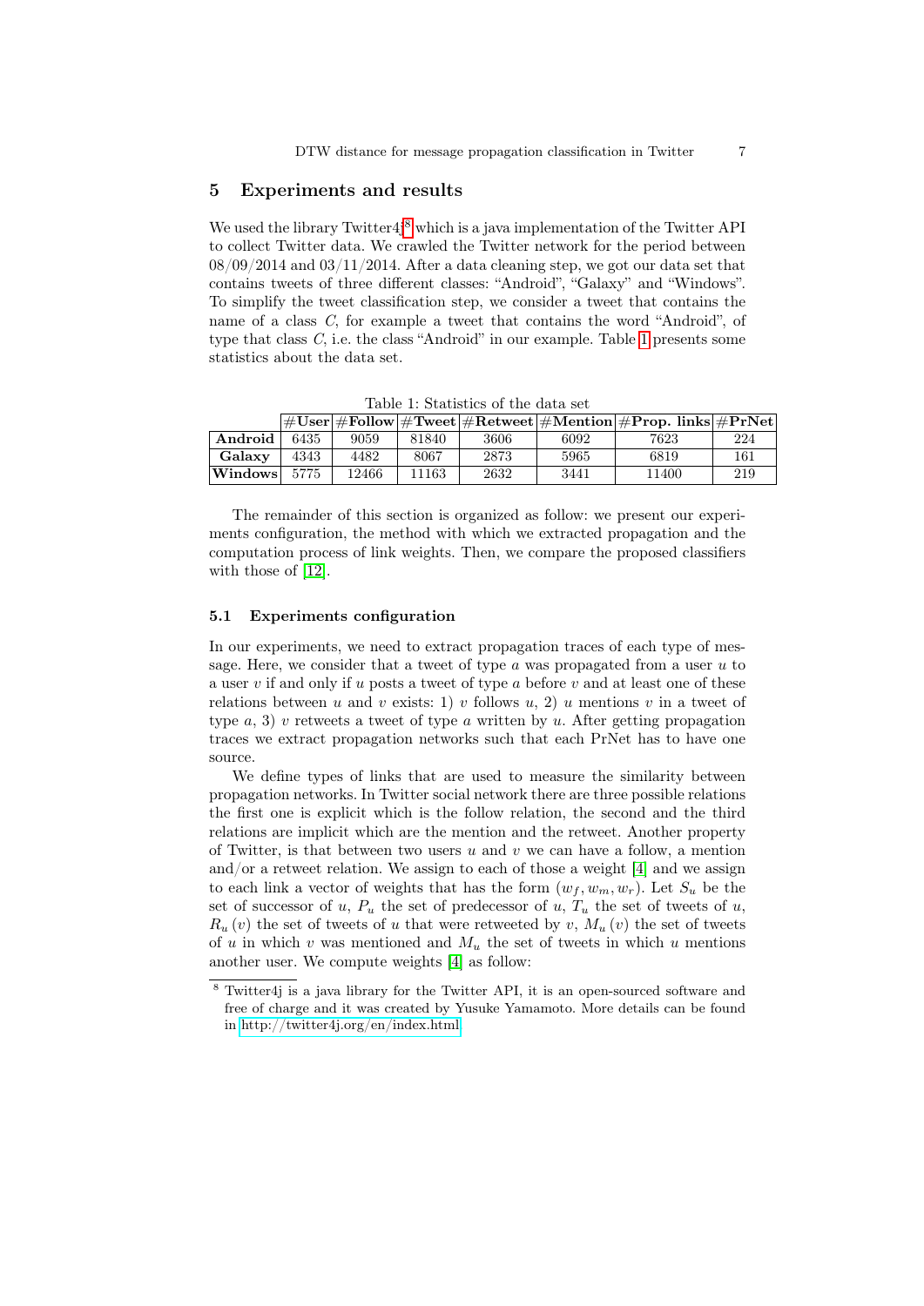## 5 Experiments and results

We used the library Twitter4j[8] which is a java implementation of the Twitter API to collect Twitter data. We crawled the Twitter network for the period between 08/09/2014 and 03/11/2014. After a data cleaning step, we got our data set that contains tweets of three different classes: "Android", "Galaxy" and "Windows". To simplify the tweet classification step, we consider a tweet that contains the name of a class $C$, for example a tweet that contains the word "Android", of type that class $C$, i.e. the class "Android" in our example. Table 1 presents some statistics about the data set.

Table 1: Statistics of the data set

| | **#User** | **#Follow** | **#Tweet** | **#Retweet** | **#Mention** | **#Prop. links** | **#PrNet** |
|---|---|---|---|---|---|---|---|
| **Android** | 6435 | 9059 | 81840 | 3606 | 6092 | 7623 | 224 |
| **Galaxy** | 4343 | 4482 | 8067 | 2873 | 5965 | 6819 | 161 |
| **Windows** | 5775 | 12466 | 11163 | 2632 | 3441 | 11400 | 219 |

The remainder of this section is organized as follow: we present our experiments configuration, the method with which we extracted propagation and the computation process of link weights. Then, we compare the proposed classifiers with those of [12].

### 5.1 Experiments configuration

In our experiments, we need to extract propagation traces of each type of message. Here, we consider that a tweet of type $a$ was propagated from a user $u$ to a user $v$ if and only if $u$ posts a tweet of type $a$ before $v$ and at least one of these relations between $u$ and $v$ exists: 1) $v$ follows $u$, 2) $u$ mentions $v$ in a tweet of type $a$, 3) $v$ retweets a tweet of type $a$ written by $u$. After getting propagation traces we extract propagation networks such that each PrNet has to have one source.

We define types of links that are used to measure the similarity between propagation networks. In Twitter social network there are three possible relations the first one is explicit which is the follow relation, the second and the third relations are implicit which are the mention and the retweet. Another property of Twitter, is that between two users $u$ and $v$ we can have a follow, a mention and/or a retweet relation. We assign to each of those a weight [4] and we assign to each link a vector of weights that has the form $(w_f, w_m, w_r)$. Let $S_u$ be the set of successor of $u$, $P_u$ the set of predecessor of $u$, $T_u$ the set of tweets of $u$, $R_u(v)$ the set of tweets of $u$ that were retweeted by $v$, $M_u(v)$ the set of tweets of $u$ in which $v$ was mentioned and $M_u$ the set of tweets in which $u$ mentions another user. We compute weights [4] as follow:

[8] Twitter4j is a java library for the Twitter API, it is an open-sourced software and free of charge and it was created by Yusuke Yamamoto. More details can be found in http://twitter4j.org/en/index.html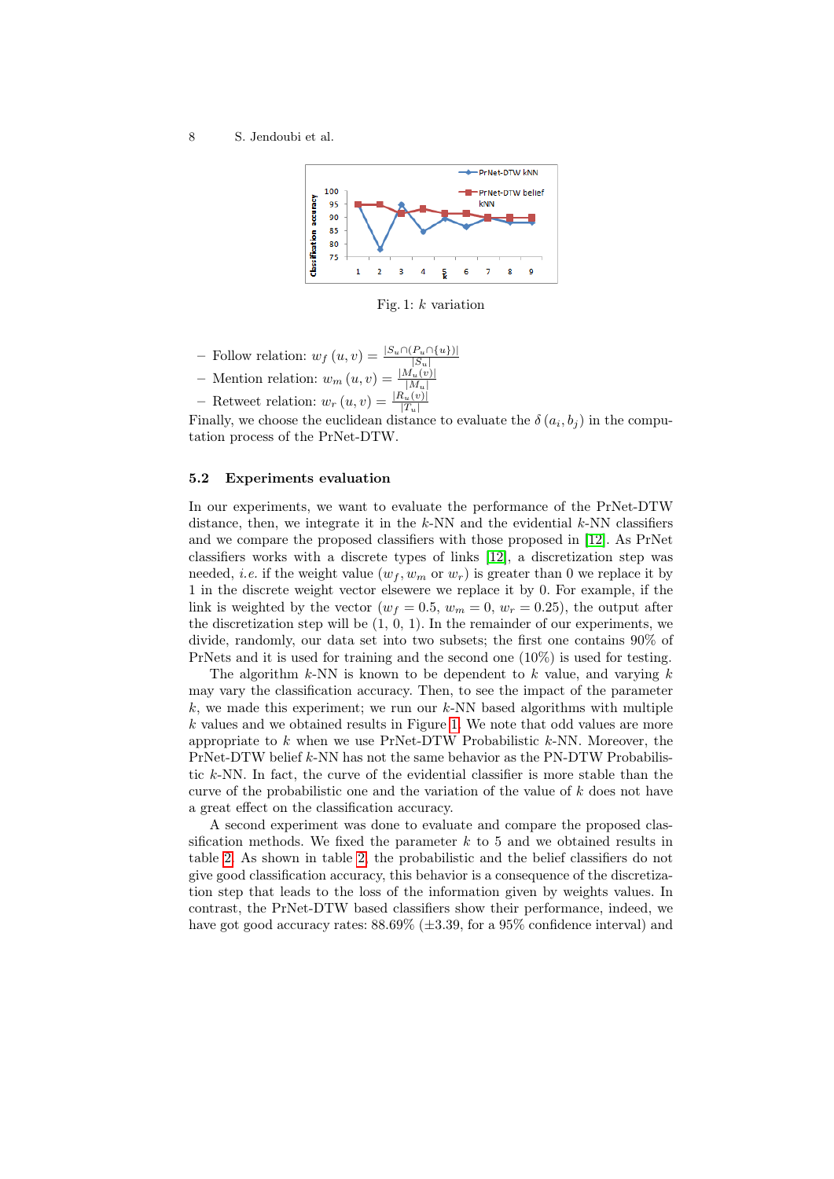Fig. 1: $k$ variation

- Follow relation: $w_f(u,v) = \frac{|S_u \cap (P_u \cap \{u\})|}{|S_u|}$
- Mention relation: $w_m(u,v) = \frac{|M_u(v)|}{|M_u|}$
- Retweet relation: $w_r(u,v) = \frac{|R_u(v)|}{|T_u|}$

Finally, we choose the euclidean distance to evaluate the $\delta(a_i, b_j)$ in the computation process of the PrNet-DTW.

### 5.2 Experiments evaluation

In our experiments, we want to evaluate the performance of the PrNet-DTW distance, then, we integrate it in the $k$-NN and the evidential $k$-NN classifiers and we compare the proposed classifiers with those proposed in [12]. As PrNet classifiers works with a discrete types of links [12], a discretization step was needed, *i.e.* if the weight value ($w_f$, $w_m$ or $w_r$) is greater than 0 we replace it by 1 in the discrete weight vector elsewere we replace it by 0. For example, if the link is weighted by the vector ($w_f = 0.5$, $w_m = 0$, $w_r = 0.25$), the output after the discretization step will be (1, 0, 1). In the remainder of our experiments, we divide, randomly, our data set into two subsets; the first one contains 90% of PrNets and it is used for training and the second one (10%) is used for testing.

The algorithm $k$-NN is known to be dependent to $k$ value, and varying $k$ may vary the classification accuracy. Then, to see the impact of the parameter $k$, we made this experiment; we run our $k$-NN based algorithms with multiple $k$ values and we obtained results in Figure 1. We note that odd values are more appropriate to $k$ when we use PrNet-DTW Probabilistic $k$-NN. Moreover, the PrNet-DTW belief $k$-NN has not the same behavior as the PN-DTW Probabilistic $k$-NN. In fact, the curve of the evidential classifier is more stable than the curve of the probabilistic one and the variation of the value of $k$ does not have a great effect on the classification accuracy.

A second experiment was done to evaluate and compare the proposed classification methods. We fixed the parameter $k$ to 5 and we obtained results in table 2. As shown in table 2, the probabilistic and the belief classifiers do not give good classification accuracy, this behavior is a consequence of the discretization step that leads to the loss of the information given by weights values. In contrast, the PrNet-DTW based classifiers show their performance, indeed, we have got good accuracy rates: 88.69% ($\pm$3.39, for a 95% confidence interval) and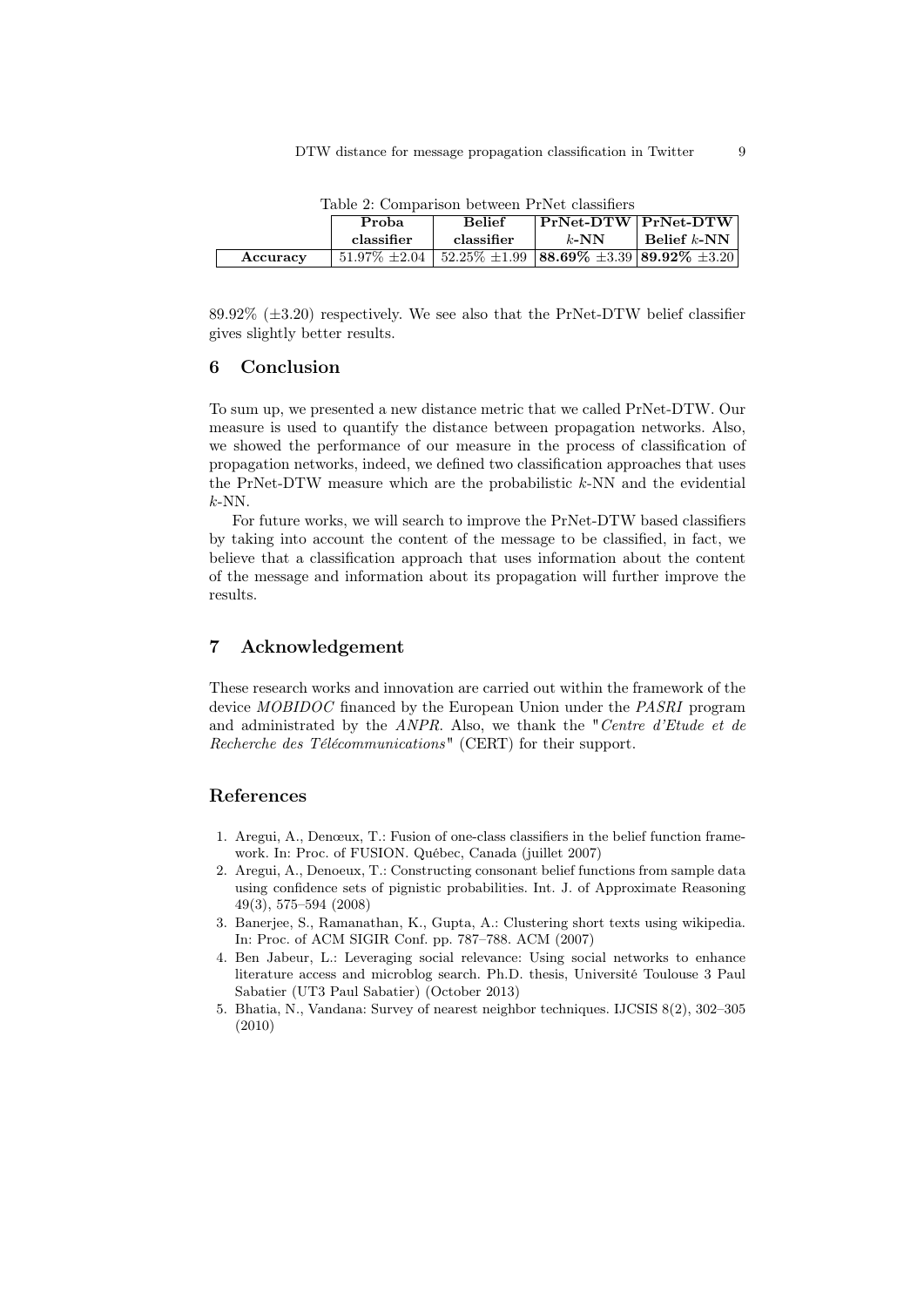Table 2: Comparison between PrNet classifiers

| | Proba classifier | Belief classifier | PrNet-DTW $k$-NN | PrNet-DTW Belief $k$-NN |
|---|---|---|---|---|
| **Accuracy** | 51.97% ±2.04 | 52.25% ±1.99 | **88.69%** ±3.39 | **89.92%** ±3.20 |

89.92% (±3.20) respectively. We see also that the PrNet-DTW belief classifier gives slightly better results.

## 6 Conclusion

To sum up, we presented a new distance metric that we called PrNet-DTW. Our measure is used to quantify the distance between propagation networks. Also, we showed the performance of our measure in the process of classification of propagation networks, indeed, we defined two classification approaches that uses the PrNet-DTW measure which are the probabilistic $k$-NN and the evidential $k$-NN.

For future works, we will search to improve the PrNet-DTW based classifiers by taking into account the content of the message to be classified, in fact, we believe that a classification approach that uses information about the content of the message and information about its propagation will further improve the results.

## 7 Acknowledgement

These research works and innovation are carried out within the framework of the device *MOBIDOC* financed by the European Union under the *PASRI* program and administrated by the *ANPR*. Also, we thank the "*Centre d'Etude et de Recherche des Télécommunications*" (CERT) for their support.

## References

1. Aregui, A., Denœux, T.: Fusion of one-class classifiers in the belief function framework. In: Proc. of FUSION. Québec, Canada (juillet 2007)
2. Aregui, A., Denoeux, T.: Constructing consonant belief functions from sample data using confidence sets of pignistic probabilities. Int. J. of Approximate Reasoning 49(3), 575–594 (2008)
3. Banerjee, S., Ramanathan, K., Gupta, A.: Clustering short texts using wikipedia. In: Proc. of ACM SIGIR Conf. pp. 787–788. ACM (2007)
4. Ben Jabeur, L.: Leveraging social relevance: Using social networks to enhance literature access and microblog search. Ph.D. thesis, Université Toulouse 3 Paul Sabatier (UT3 Paul Sabatier) (October 2013)
5. Bhatia, N., Vandana: Survey of nearest neighbor techniques. IJCSIS 8(2), 302–305 (2010)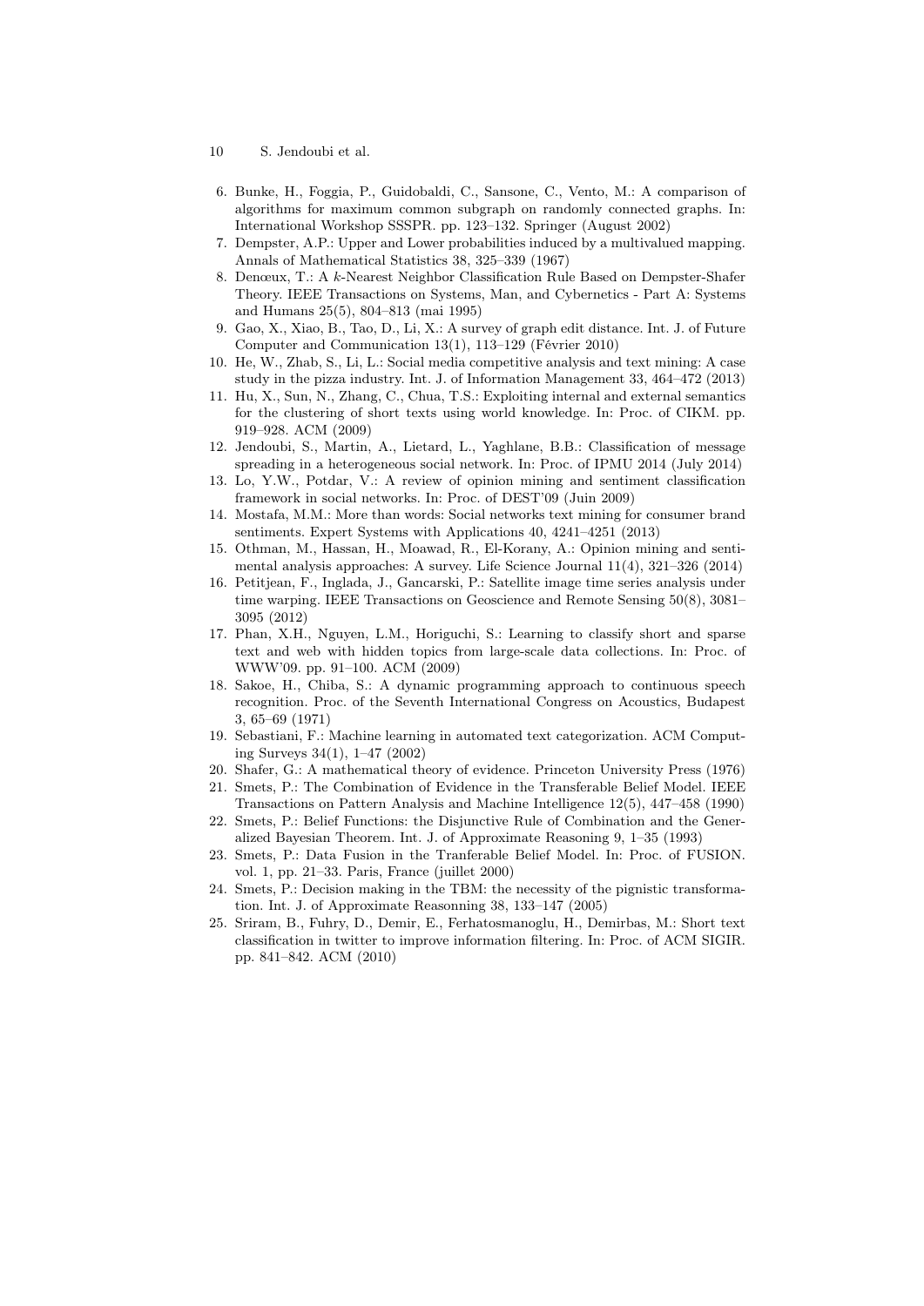6. Bunke, H., Foggia, P., Guidobaldi, C., Sansone, C., Vento, M.: A comparison of algorithms for maximum common subgraph on randomly connected graphs. In: International Workshop SSSPR. pp. 123–132. Springer (August 2002)
7. Dempster, A.P.: Upper and Lower probabilities induced by a multivalued mapping. Annals of Mathematical Statistics 38, 325–339 (1967)
8. Denœux, T.: A $k$-Nearest Neighbor Classification Rule Based on Dempster-Shafer Theory. IEEE Transactions on Systems, Man, and Cybernetics - Part A: Systems and Humans 25(5), 804–813 (mai 1995)
9. Gao, X., Xiao, B., Tao, D., Li, X.: A survey of graph edit distance. Int. J. of Future Computer and Communication 13(1), 113–129 (Février 2010)
10. He, W., Zhab, S., Li, L.: Social media competitive analysis and text mining: A case study in the pizza industry. Int. J. of Information Management 33, 464–472 (2013)
11. Hu, X., Sun, N., Zhang, C., Chua, T.S.: Exploiting internal and external semantics for the clustering of short texts using world knowledge. In: Proc. of CIKM. pp. 919–928. ACM (2009)
12. Jendoubi, S., Martin, A., Lietard, L., Yaghlane, B.B.: Classification of message spreading in a heterogeneous social network. In: Proc. of IPMU 2014 (July 2014)
13. Lo, Y.W., Potdar, V.: A review of opinion mining and sentiment classification framework in social networks. In: Proc. of DEST'09 (Juin 2009)
14. Mostafa, M.M.: More than words: Social networks text mining for consumer brand sentiments. Expert Systems with Applications 40, 4241–4251 (2013)
15. Othman, M., Hassan, H., Moawad, R., El-Korany, A.: Opinion mining and sentimental analysis approaches: A survey. Life Science Journal 11(4), 321–326 (2014)
16. Petitjean, F., Inglada, J., Gancarski, P.: Satellite image time series analysis under time warping. IEEE Transactions on Geoscience and Remote Sensing 50(8), 3081–3095 (2012)
17. Phan, X.H., Nguyen, L.M., Horiguchi, S.: Learning to classify short and sparse text and web with hidden topics from large-scale data collections. In: Proc. of WWW'09. pp. 91–100. ACM (2009)
18. Sakoe, H., Chiba, S.: A dynamic programming approach to continuous speech recognition. Proc. of the Seventh International Congress on Acoustics, Budapest 3, 65–69 (1971)
19. Sebastiani, F.: Machine learning in automated text categorization. ACM Computing Surveys 34(1), 1–47 (2002)
20. Shafer, G.: A mathematical theory of evidence. Princeton University Press (1976)
21. Smets, P.: The Combination of Evidence in the Transferable Belief Model. IEEE Transactions on Pattern Analysis and Machine Intelligence 12(5), 447–458 (1990)
22. Smets, P.: Belief Functions: the Disjunctive Rule of Combination and the Generalized Bayesian Theorem. Int. J. of Approximate Reasoning 9, 1–35 (1993)
23. Smets, P.: Data Fusion in the Tranferable Belief Model. In: Proc. of FUSION. vol. 1, pp. 21–33. Paris, France (juillet 2000)
24. Smets, P.: Decision making in the TBM: the necessity of the pignistic transformation. Int. J. of Approximate Reasonning 38, 133–147 (2005)
25. Sriram, B., Fuhry, D., Demir, E., Ferhatosmanoglu, H., Demirbas, M.: Short text classification in twitter to improve information filtering. In: Proc. of ACM SIGIR. pp. 841–842. ACM (2010)